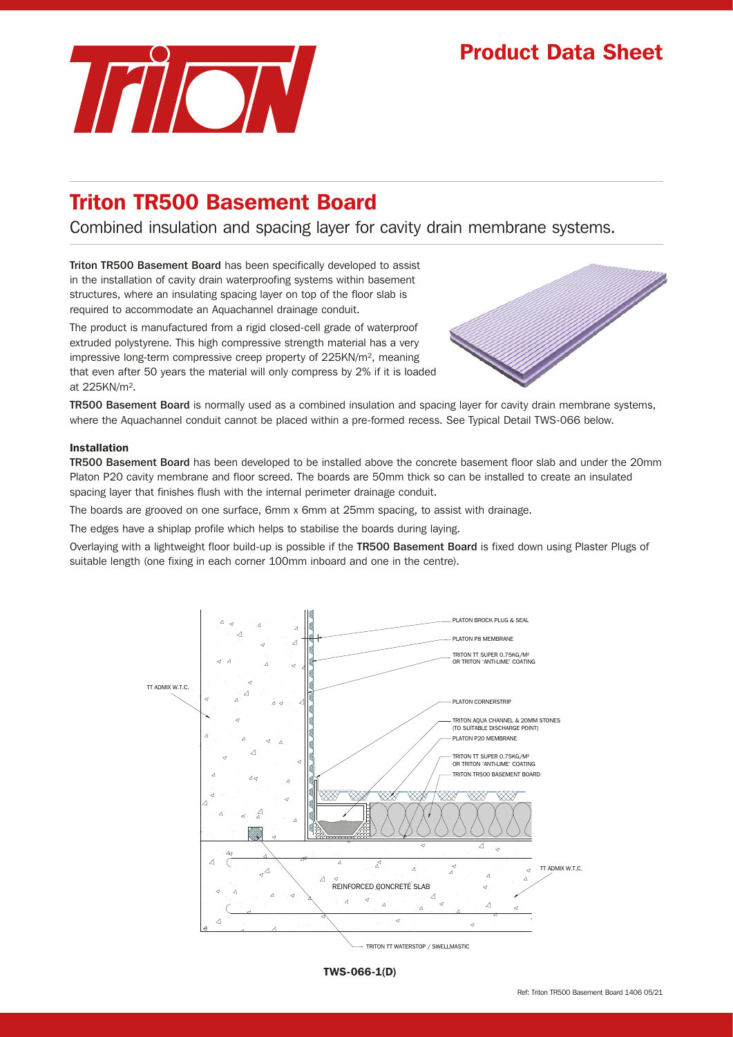# Product Data Sheet

## Triton TR500 Basement Board

Combined insulation and spacing layer for cavity drain membrane systems.

**Triton TR500 Basement Board** has been specifically developed to assist in the installation of cavity drain waterproofing systems within basement structures, where an insulating spacing layer on top of the floor slab is required to accommodate an Aquachannel drainage conduit.

The product is manufactured from a rigid closed-cell grade of waterproof extruded polystyrene. This high compressive strength material has a very impressive long-term compressive creep property of 225KN/m², meaning that even after 50 years the material will only compress by 2% if it is loaded at 225KN/m².

**TR500 Basement Board** is normally used as a combined insulation and spacing layer for cavity drain membrane systems, where the Aquachannel conduit cannot be placed within a pre-formed recess. See Typical Detail TWS-066 below.

### Installation

**TR500 Basement Board** has been developed to be installed above the concrete basement floor slab and under the 20mm Platon P20 cavity membrane and floor screed. The boards are 50mm thick so can be installed to create an insulated spacing layer that finishes flush with the internal perimeter drainage conduit.

The boards are grooved on one surface, 6mm x 6mm at 25mm spacing, to assist with drainage.

The edges have a shiplap profile which helps to stabilise the boards during laying.

Overlaying with a lightweight floor build-up is possible if the **TR500 Basement Board** is fixed down using Plaster Plugs of suitable length (one fixing in each corner 100mm inboard and one in the centre).

- PLATON BROCK PLUG & SEAL
- PLATON P8 MEMBRANE
- TRITON TT SUPER 0.75KG/M² OR TRITON 'ANTI-LIME' COATING
- TT ADMIX W.T.C.
- PLATON CORNERSTRIP
- TRITON AQUA CHANNEL & 20MM STONES (TO SUITABLE DISCHARGE POINT)
- PLATON P20 MEMBRANE
- TRITON TT SUPER 0.75KG/M² OR TRITON 'ANTI-LIME' COATING
- TRITON TR500 BASEMENT BOARD
- REINFORCED CONCRETE SLAB
- TT ADMIX W.T.C.
- TRITON TT WATERSTOP / SWELLMASTIC

**TWS-066-1(D)**

Ref: Triton TR500 Basement Board 1406 05/21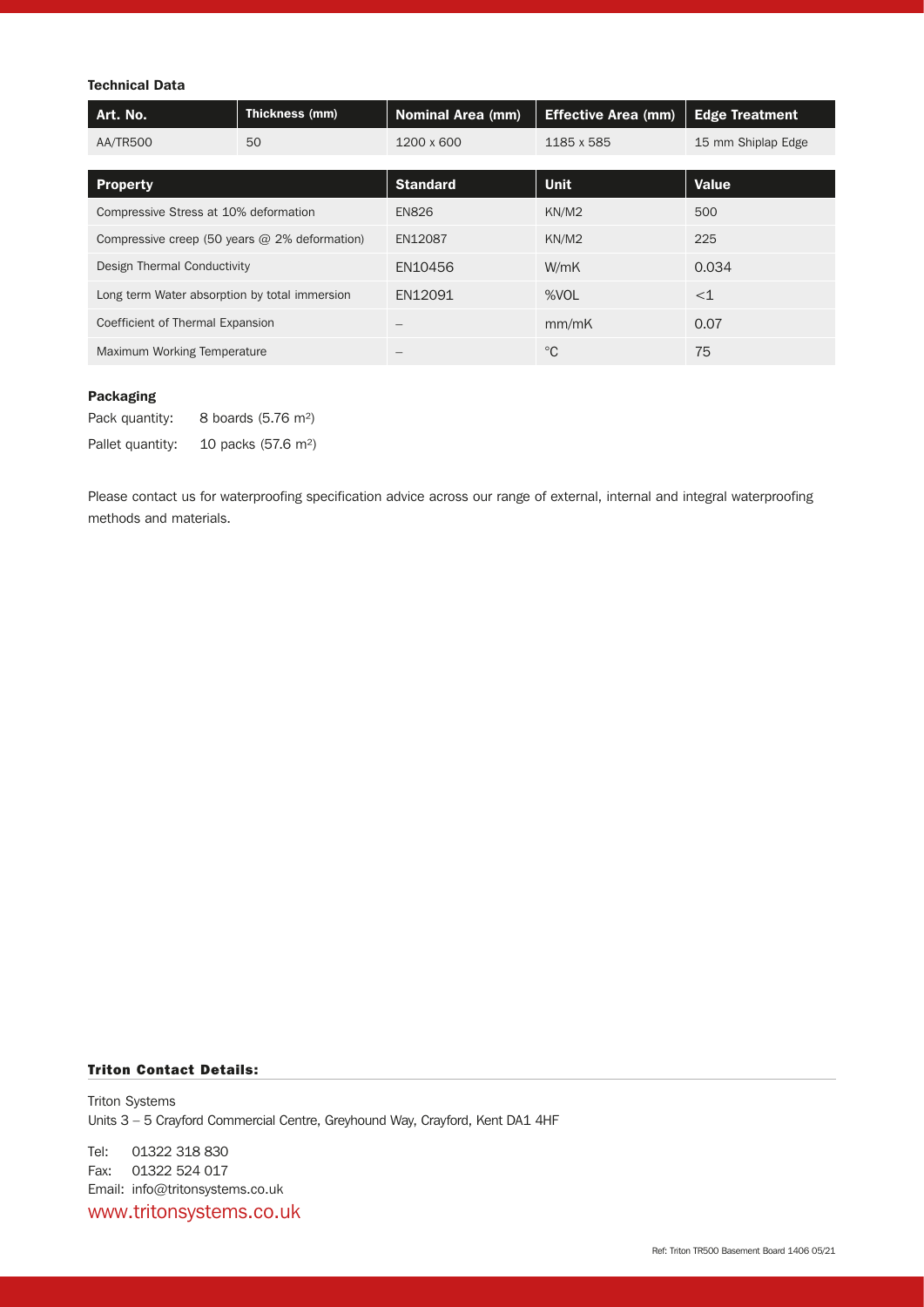### Technical Data

| Art. No. | Thickness (mm) | Nominal Area (mm) | Effective Area (mm) | Edge Treatment |
|---|---|---|---|---|
| AA/TR500 | 50 | 1200 x 600 | 1185 x 585 | 15 mm Shiplap Edge |

| Property | Standard | Unit | Value |
|---|---|---|---|
| Compressive Stress at 10% deformation | EN826 | KN/M2 | 500 |
| Compressive creep (50 years @ 2% deformation) | EN12087 | KN/M2 | 225 |
| Design Thermal Conductivity | EN10456 | W/mK | 0.034 |
| Long term Water absorption by total immersion | EN12091 | %VOL | <1 |
| Coefficient of Thermal Expansion | – | mm/mK | 0.07 |
| Maximum Working Temperature | – | °C | 75 |

### Packaging

Pack quantity: 8 boards (5.76 $m^2$)

Pallet quantity: 10 packs (57.6 $m^2$)

Please contact us for waterproofing specification advice across our range of external, internal and integral waterproofing methods and materials.

### Triton Contact Details:

Triton Systems
Units 3 – 5 Crayford Commercial Centre, Greyhound Way, Crayford, Kent DA1 4HF

Tel: 01322 318 830
Fax: 01322 524 017
Email: info@tritonsystems.co.uk

www.tritonsystems.co.uk

Ref: Triton TR500 Basement Board 1406 05/21